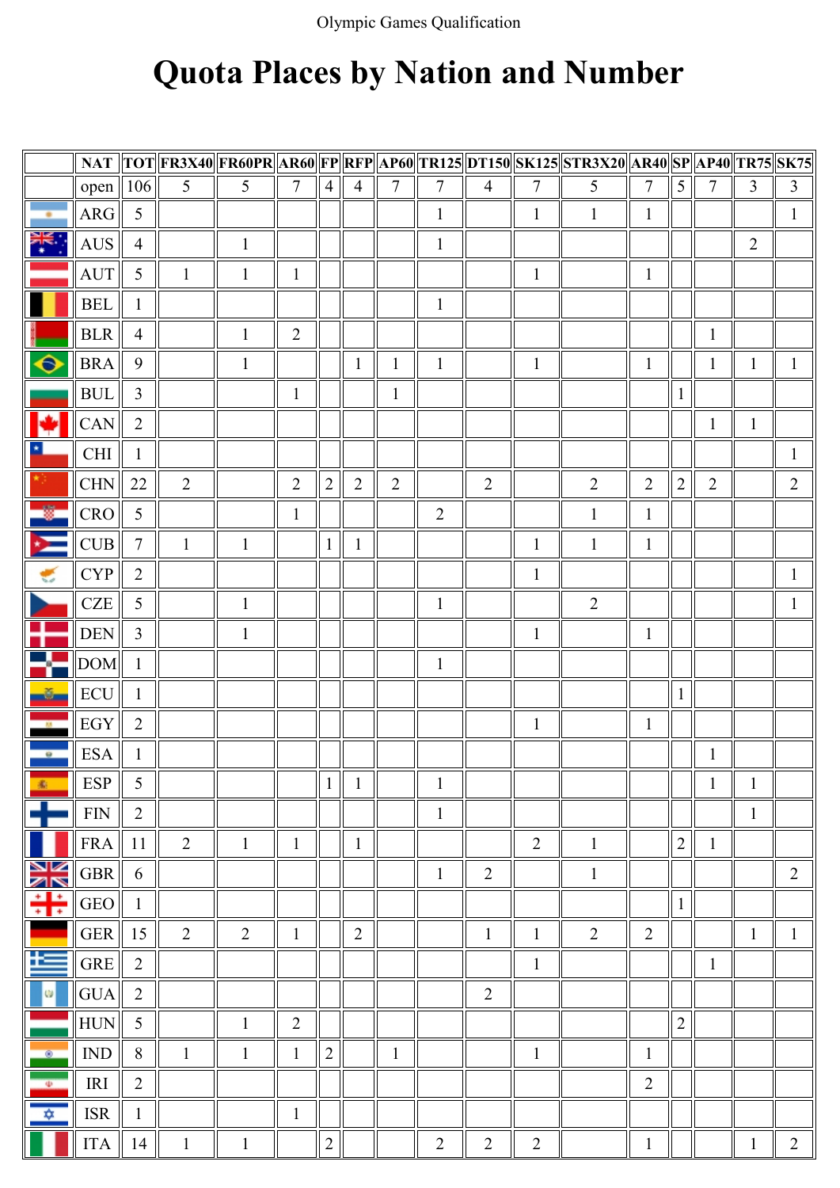Olympic Games Qualification

# Quota Places by Nation and Number

| | NAT | TOT | FR3X40 | FR60PR | AR60 | FP | RFP | AP60 | TR125 | DT150 | SK125 | STR3X20 | AR40 | SP | AP40 | TR75 | SK75 |
|---|---|---|---|---|---|---|---|---|---|---|---|---|---|---|---|---|---|
| | open | 106 | 5 | 5 | 7 | 4 | 4 | 7 | 7 | 4 | 7 | 5 | 7 | 5 | 7 | 3 | 3 |
| | ARG | 5 | | | | | | | 1 | | 1 | 1 | 1 | | | | 1 |
| | AUS | 4 | | 1 | | | | | 1 | | | | | | | 2 | |
| | AUT | 5 | 1 | 1 | 1 | | | | | | 1 | | 1 | | | | |
| | BEL | 1 | | | | | | | 1 | | | | | | | | |
| | BLR | 4 | | 1 | 2 | | | | | | | | | | 1 | | |
| | BRA | 9 | | 1 | | | 1 | 1 | 1 | | 1 | | 1 | | 1 | 1 | 1 |
| | BUL | 3 | | | 1 | | | 1 | | | | | | 1 | | | |
| | CAN | 2 | | | | | | | | | | | | | 1 | 1 | |
| | CHI | 1 | | | | | | | | | | | | | | | 1 |
| | CHN | 22 | 2 | | 2 | 2 | 2 | 2 | | 2 | | 2 | 2 | 2 | 2 | | 2 |
| | CRO | 5 | | | 1 | | | | 2 | | | 1 | 1 | | | | |
| | CUB | 7 | 1 | 1 | | 1 | 1 | | | | 1 | 1 | 1 | | | | |
| | CYP | 2 | | | | | | | | | 1 | | | | | | 1 |
| | CZE | 5 | | 1 | | | | | 1 | | | 2 | | | | | 1 |
| | DEN | 3 | | 1 | | | | | | | 1 | | 1 | | | | |
| | DOM | 1 | | | | | | | 1 | | | | | | | | |
| | ECU | 1 | | | | | | | | | | | | 1 | | | |
| | EGY | 2 | | | | | | | | | 1 | | 1 | | | | |
| | ESA | 1 | | | | | | | | | | | | | 1 | | |
| | ESP | 5 | | | | 1 | 1 | | 1 | | | | | | 1 | 1 | |
| | FIN | 2 | | | | | | | 1 | | | | | | | 1 | |
| | FRA | 11 | 2 | 1 | 1 | | 1 | | | | 2 | 1 | | 2 | 1 | | |
| | GBR | 6 | | | | | | | 1 | 2 | | 1 | | | | | 2 |
| | GEO | 1 | | | | | | | | | | | | 1 | | | |
| | GER | 15 | 2 | 2 | 1 | | 2 | | | 1 | 1 | 2 | 2 | | | 1 | 1 |
| | GRE | 2 | | | | | | | | | 1 | | | | 1 | | |
| | GUA | 2 | | | | | | | | 2 | | | | | | | |
| | HUN | 5 | | 1 | 2 | | | | | | | | | 2 | | | |
| | IND | 8 | 1 | 1 | 1 | 2 | | 1 | | | 1 | | 1 | | | | |
| | IRI | 2 | | | | | | | | | | | 2 | | | | |
| | ISR | 1 | | | 1 | | | | | | | | | | | | |
| | ITA | 14 | 1 | 1 | | 2 | | | 2 | 2 | 2 | | 1 | | | 1 | 2 |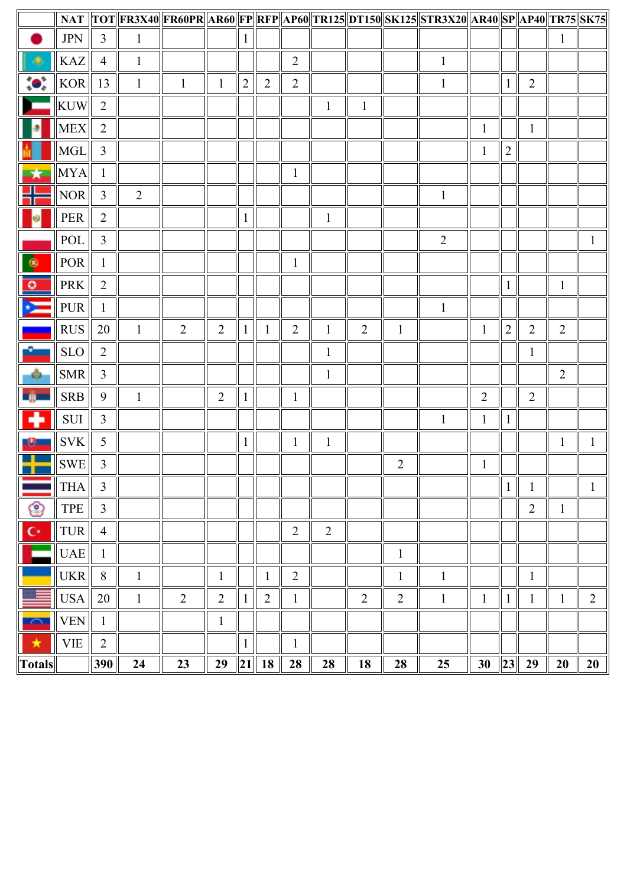| | NAT | TOT | FR3X40 | FR60PR | AR60 | FP | RFP | AP60 | TR125 | DT150 | SK125 | STR3X20 | AR40 | SP | AP40 | TR75 | SK75 |
|---|---|---|---|---|---|---|---|---|---|---|---|---|---|---|---|---|---|
| | JPN | 3 | 1 | | | 1 | | | | | | | | | | 1 | |
| | KAZ | 4 | 1 | | | | | 2 | | | | 1 | | | | | |
| | KOR | 13 | 1 | 1 | 1 | 2 | 2 | 2 | | | | 1 | | 1 | 2 | | |
| | KUW | 2 | | | | | | | 1 | 1 | | | | | | | |
| | MEX | 2 | | | | | | | | | | | 1 | | 1 | | |
| | MGL | 3 | | | | | | | | | | | 1 | 2 | | | |
| | MYA | 1 | | | | | | 1 | | | | | | | | | |
| | NOR | 3 | 2 | | | | | | | | | 1 | | | | | |
| | PER | 2 | | | | 1 | | | 1 | | | | | | | | |
| | POL | 3 | | | | | | | | | | 2 | | | | | 1 |
| | POR | 1 | | | | | | 1 | | | | | | | | | |
| | PRK | 2 | | | | | | | | | | | | 1 | | 1 | |
| | PUR | 1 | | | | | | | | | | 1 | | | | | |
| | RUS | 20 | 1 | 2 | 2 | 1 | 1 | 2 | 1 | 2 | 1 | | 1 | 2 | 2 | 2 | |
| | SLO | 2 | | | | | | | 1 | | | | | | 1 | | |
| | SMR | 3 | | | | | | | 1 | | | | | | | 2 | |
| | SRB | 9 | 1 | | 2 | 1 | | 1 | | | | | 2 | | 2 | | |
| | SUI | 3 | | | | | | | | | | 1 | 1 | 1 | | | |
| | SVK | 5 | | | | 1 | | 1 | 1 | | | | | | | 1 | 1 |
| | SWE | 3 | | | | | | | | | 2 | | 1 | | | | |
| | THA | 3 | | | | | | | | | | | | 1 | 1 | | 1 |
| | TPE | 3 | | | | | | | | | | | | | 2 | 1 | |
| | TUR | 4 | | | | | | 2 | 2 | | | | | | | | |
| | UAE | 1 | | | | | | | | | 1 | | | | | | |
| | UKR | 8 | 1 | | 1 | | 1 | 2 | | | 1 | 1 | | | 1 | | |
| | USA | 20 | 1 | 2 | 2 | 1 | 2 | 1 | | 2 | 2 | 1 | 1 | 1 | 1 | 1 | 2 |
| | VEN | 1 | | | 1 | | | | | | | | | | | | |
| | VIE | 2 | | | | 1 | | 1 | | | | | | | | | |
| **Totals** | | **390** | **24** | **23** | **29** | **21** | **18** | **28** | **28** | **18** | **28** | **25** | **30** | **23** | **29** | **20** | **20** |